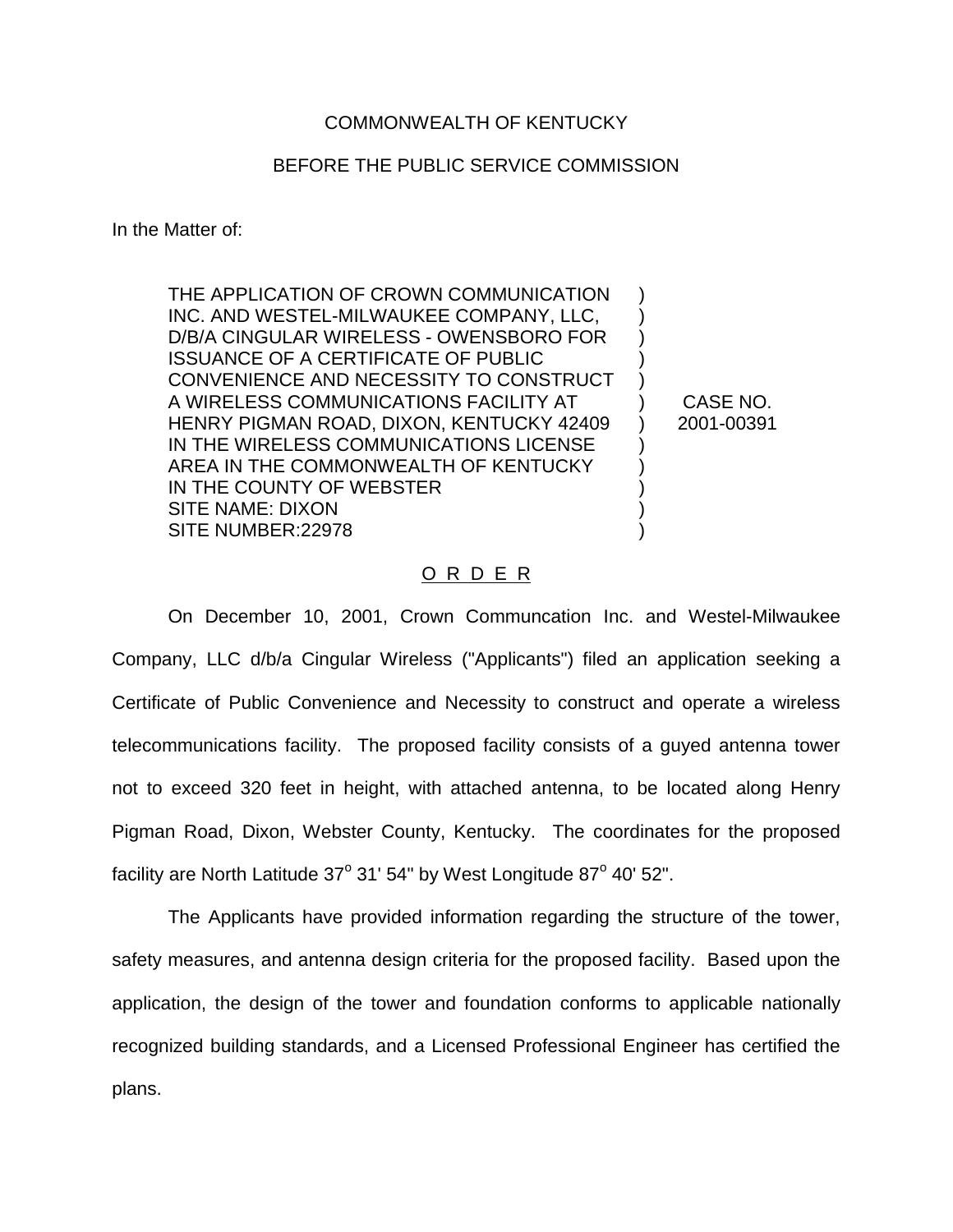COMMONWEALTH OF KENTUCKY

BEFORE THE PUBLIC SERVICE COMMISSION

In the Matter of:

| | | |
|---|---|---|
| THE APPLICATION OF CROWN COMMUNICATION INC. AND WESTEL-MILWAUKEE COMPANY, LLC, D/B/A CINGULAR WIRELESS - OWENSBORO FOR ISSUANCE OF A CERTIFICATE OF PUBLIC CONVENIENCE AND NECESSITY TO CONSTRUCT A WIRELESS COMMUNICATIONS FACILITY AT HENRY PIGMAN ROAD, DIXON, KENTUCKY 42409 IN THE WIRELESS COMMUNICATIONS LICENSE AREA IN THE COMMONWEALTH OF KENTUCKY IN THE COUNTY OF WEBSTER SITE NAME: DIXON SITE NUMBER:22978 | ) | CASE NO. 2001-00391 |

## O R D E R

On December 10, 2001, Crown Communcation Inc. and Westel-Milwaukee Company, LLC d/b/a Cingular Wireless ("Applicants") filed an application seeking a Certificate of Public Convenience and Necessity to construct and operate a wireless telecommunications facility. The proposed facility consists of a guyed antenna tower not to exceed 320 feet in height, with attached antenna, to be located along Henry Pigman Road, Dixon, Webster County, Kentucky. The coordinates for the proposed facility are North Latitude 37° 31' 54" by West Longitude 87° 40' 52".

The Applicants have provided information regarding the structure of the tower, safety measures, and antenna design criteria for the proposed facility. Based upon the application, the design of the tower and foundation conforms to applicable nationally recognized building standards, and a Licensed Professional Engineer has certified the plans.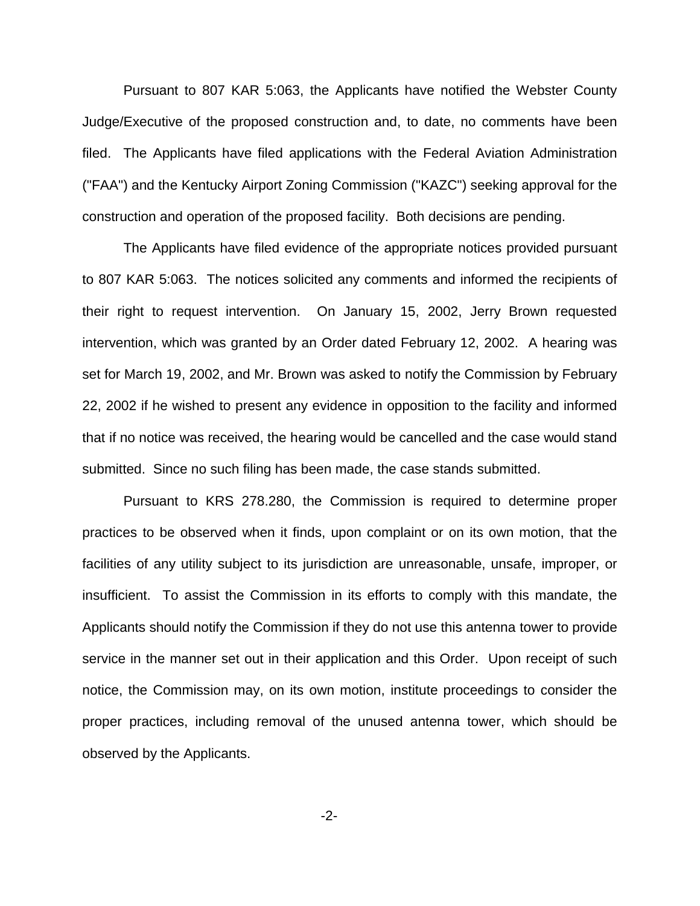Pursuant to 807 KAR 5:063, the Applicants have notified the Webster County Judge/Executive of the proposed construction and, to date, no comments have been filed. The Applicants have filed applications with the Federal Aviation Administration ("FAA") and the Kentucky Airport Zoning Commission ("KAZC") seeking approval for the construction and operation of the proposed facility. Both decisions are pending.

The Applicants have filed evidence of the appropriate notices provided pursuant to 807 KAR 5:063. The notices solicited any comments and informed the recipients of their right to request intervention. On January 15, 2002, Jerry Brown requested intervention, which was granted by an Order dated February 12, 2002. A hearing was set for March 19, 2002, and Mr. Brown was asked to notify the Commission by February 22, 2002 if he wished to present any evidence in opposition to the facility and informed that if no notice was received, the hearing would be cancelled and the case would stand submitted. Since no such filing has been made, the case stands submitted.

Pursuant to KRS 278.280, the Commission is required to determine proper practices to be observed when it finds, upon complaint or on its own motion, that the facilities of any utility subject to its jurisdiction are unreasonable, unsafe, improper, or insufficient. To assist the Commission in its efforts to comply with this mandate, the Applicants should notify the Commission if they do not use this antenna tower to provide service in the manner set out in their application and this Order. Upon receipt of such notice, the Commission may, on its own motion, institute proceedings to consider the proper practices, including removal of the unused antenna tower, which should be observed by the Applicants.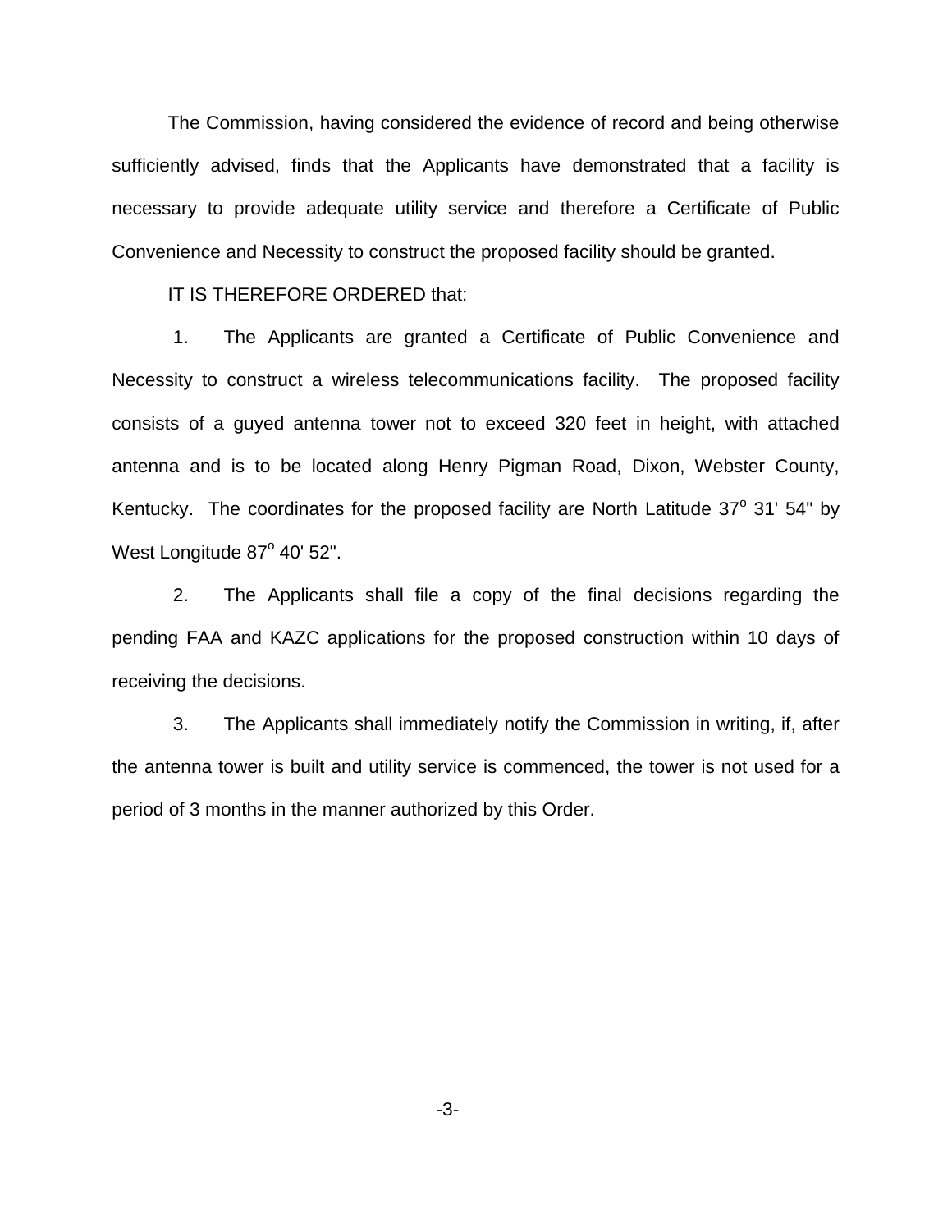The Commission, having considered the evidence of record and being otherwise sufficiently advised, finds that the Applicants have demonstrated that a facility is necessary to provide adequate utility service and therefore a Certificate of Public Convenience and Necessity to construct the proposed facility should be granted.

IT IS THEREFORE ORDERED that:

1. The Applicants are granted a Certificate of Public Convenience and Necessity to construct a wireless telecommunications facility. The proposed facility consists of a guyed antenna tower not to exceed 320 feet in height, with attached antenna and is to be located along Henry Pigman Road, Dixon, Webster County, Kentucky. The coordinates for the proposed facility are North Latitude $37^{o}$ 31' 54" by West Longitude $87^{o}$ 40' 52".

2. The Applicants shall file a copy of the final decisions regarding the pending FAA and KAZC applications for the proposed construction within 10 days of receiving the decisions.

3. The Applicants shall immediately notify the Commission in writing, if, after the antenna tower is built and utility service is commenced, the tower is not used for a period of 3 months in the manner authorized by this Order.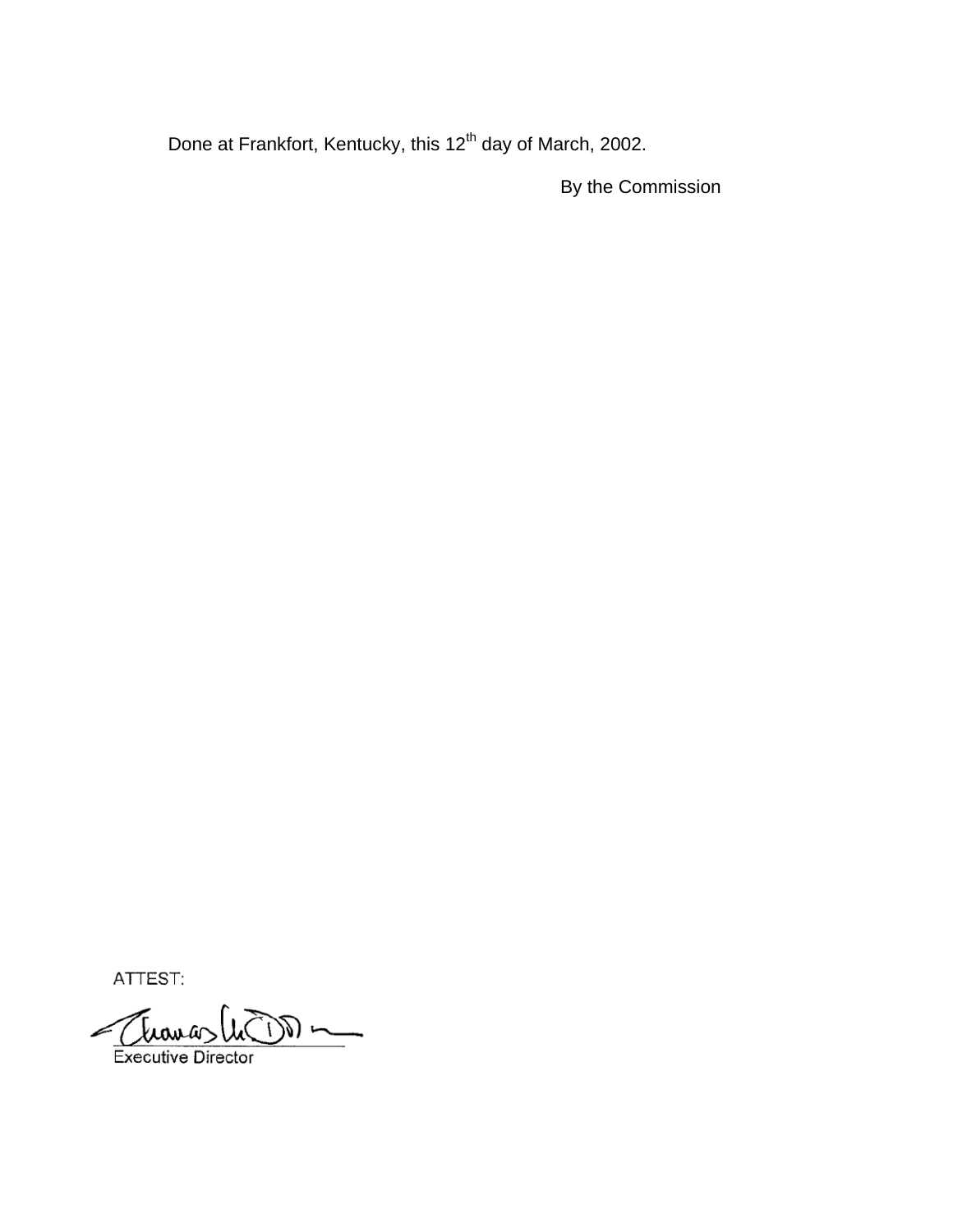Done at Frankfort, Kentucky, this 12th day of March, 2002.

By the Commission

ATTEST:

Executive Director